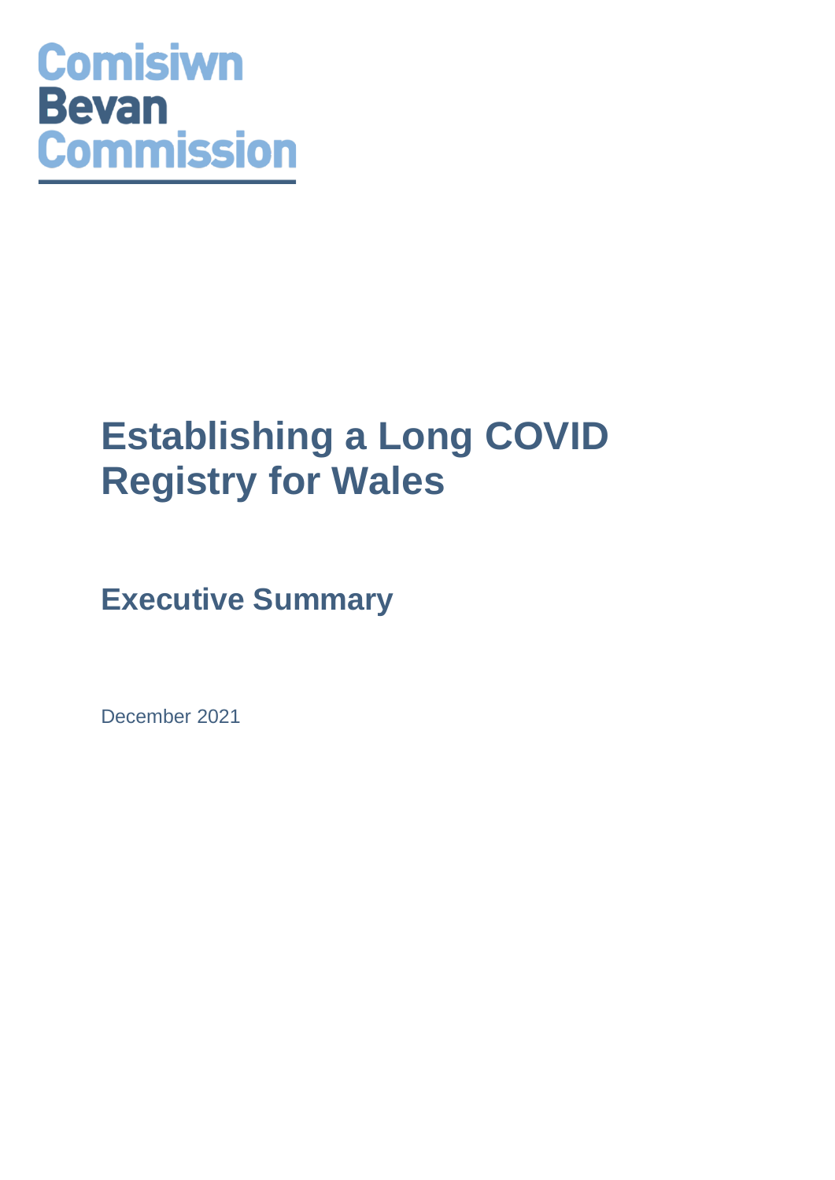Comisiwn
Bevan
Commission

# Establishing a Long COVID Registry for Wales

## Executive Summary

December 2021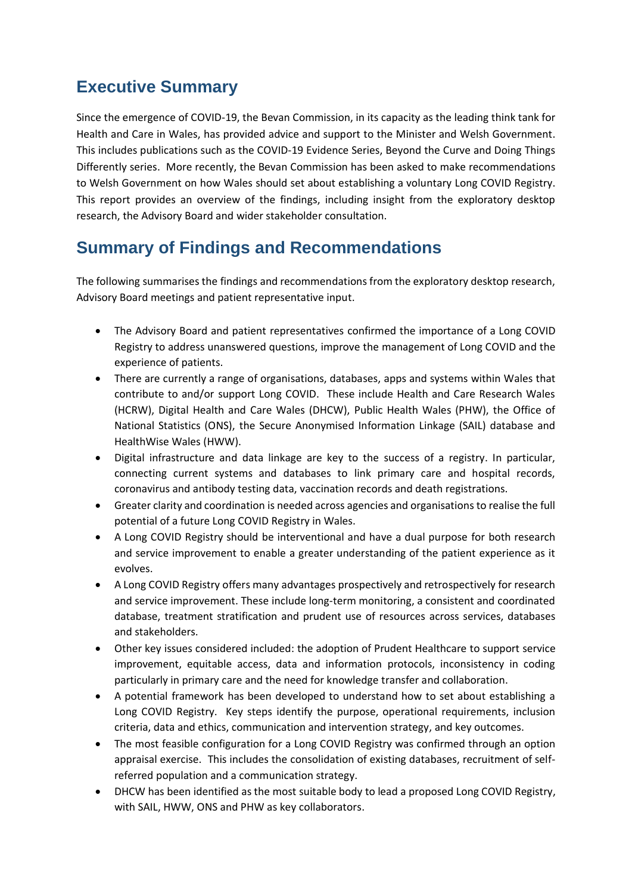## Executive Summary

Since the emergence of COVID-19, the Bevan Commission, in its capacity as the leading think tank for Health and Care in Wales, has provided advice and support to the Minister and Welsh Government. This includes publications such as the COVID-19 Evidence Series, Beyond the Curve and Doing Things Differently series. More recently, the Bevan Commission has been asked to make recommendations to Welsh Government on how Wales should set about establishing a voluntary Long COVID Registry. This report provides an overview of the findings, including insight from the exploratory desktop research, the Advisory Board and wider stakeholder consultation.

## Summary of Findings and Recommendations

The following summarises the findings and recommendations from the exploratory desktop research, Advisory Board meetings and patient representative input.

- The Advisory Board and patient representatives confirmed the importance of a Long COVID Registry to address unanswered questions, improve the management of Long COVID and the experience of patients.
- There are currently a range of organisations, databases, apps and systems within Wales that contribute to and/or support Long COVID. These include Health and Care Research Wales (HCRW), Digital Health and Care Wales (DHCW), Public Health Wales (PHW), the Office of National Statistics (ONS), the Secure Anonymised Information Linkage (SAIL) database and HealthWise Wales (HWW).
- Digital infrastructure and data linkage are key to the success of a registry. In particular, connecting current systems and databases to link primary care and hospital records, coronavirus and antibody testing data, vaccination records and death registrations.
- Greater clarity and coordination is needed across agencies and organisations to realise the full potential of a future Long COVID Registry in Wales.
- A Long COVID Registry should be interventional and have a dual purpose for both research and service improvement to enable a greater understanding of the patient experience as it evolves.
- A Long COVID Registry offers many advantages prospectively and retrospectively for research and service improvement. These include long-term monitoring, a consistent and coordinated database, treatment stratification and prudent use of resources across services, databases and stakeholders.
- Other key issues considered included: the adoption of Prudent Healthcare to support service improvement, equitable access, data and information protocols, inconsistency in coding particularly in primary care and the need for knowledge transfer and collaboration.
- A potential framework has been developed to understand how to set about establishing a Long COVID Registry. Key steps identify the purpose, operational requirements, inclusion criteria, data and ethics, communication and intervention strategy, and key outcomes.
- The most feasible configuration for a Long COVID Registry was confirmed through an option appraisal exercise. This includes the consolidation of existing databases, recruitment of self-referred population and a communication strategy.
- DHCW has been identified as the most suitable body to lead a proposed Long COVID Registry, with SAIL, HWW, ONS and PHW as key collaborators.